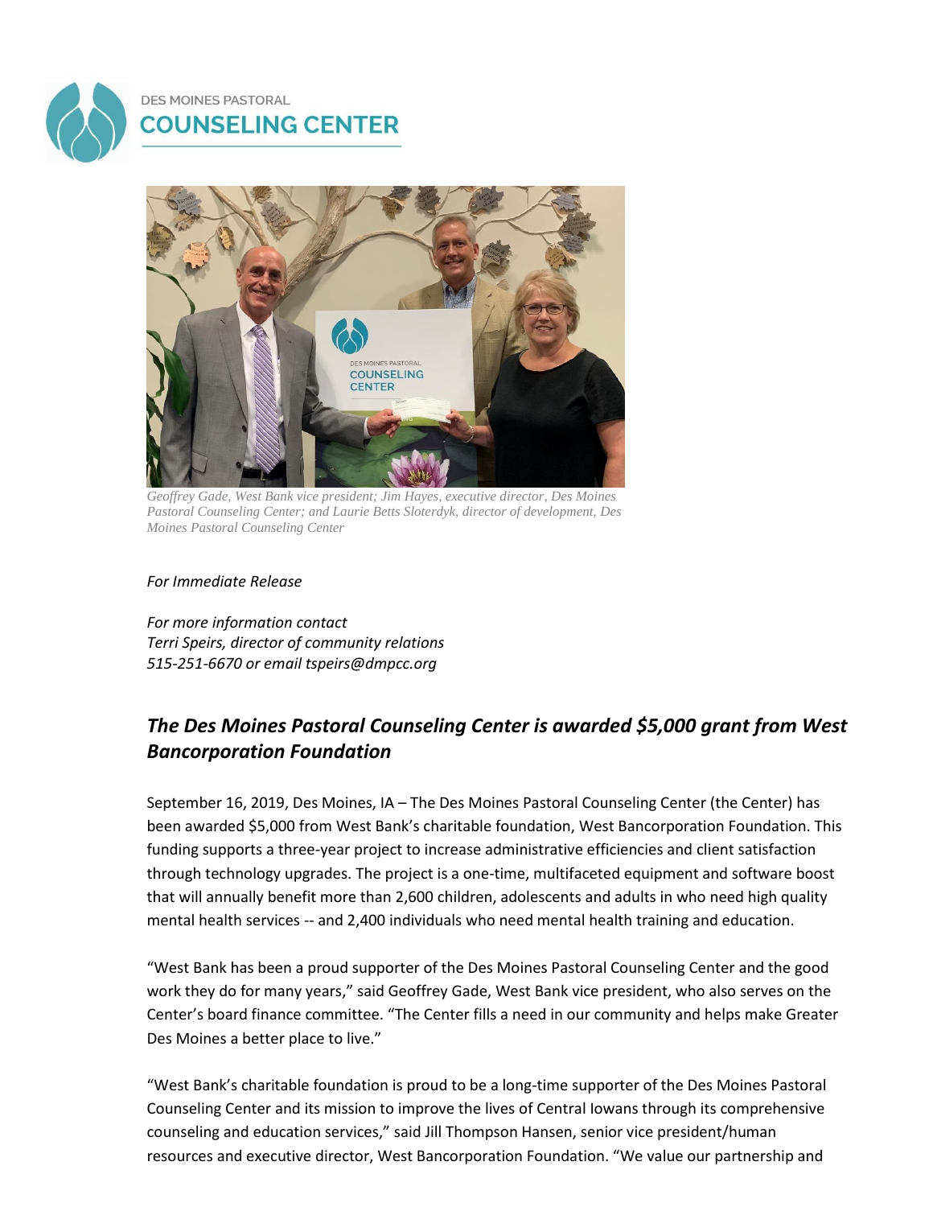DES MOINES PASTORAL
**COUNSELING CENTER**

*Geoffrey Gade, West Bank vice president; Jim Hayes, executive director, Des Moines Pastoral Counseling Center; and Laurie Betts Sloterdyk, director of development, Des Moines Pastoral Counseling Center*

*For Immediate Release*

*For more information contact*
*Terri Speirs, director of community relations*
*515-251-6670 or email tspeirs@dmpcc.org*

## *The Des Moines Pastoral Counseling Center is awarded $5,000 grant from West Bancorporation Foundation*

September 16, 2019, Des Moines, IA – The Des Moines Pastoral Counseling Center (the Center) has been awarded $5,000 from West Bank's charitable foundation, West Bancorporation Foundation. This funding supports a three-year project to increase administrative efficiencies and client satisfaction through technology upgrades. The project is a one-time, multifaceted equipment and software boost that will annually benefit more than 2,600 children, adolescents and adults in who need high quality mental health services -- and 2,400 individuals who need mental health training and education.

"West Bank has been a proud supporter of the Des Moines Pastoral Counseling Center and the good work they do for many years," said Geoffrey Gade, West Bank vice president, who also serves on the Center's board finance committee. "The Center fills a need in our community and helps make Greater Des Moines a better place to live."

"West Bank's charitable foundation is proud to be a long-time supporter of the Des Moines Pastoral Counseling Center and its mission to improve the lives of Central Iowans through its comprehensive counseling and education services," said Jill Thompson Hansen, senior vice president/human resources and executive director, West Bancorporation Foundation. "We value our partnership and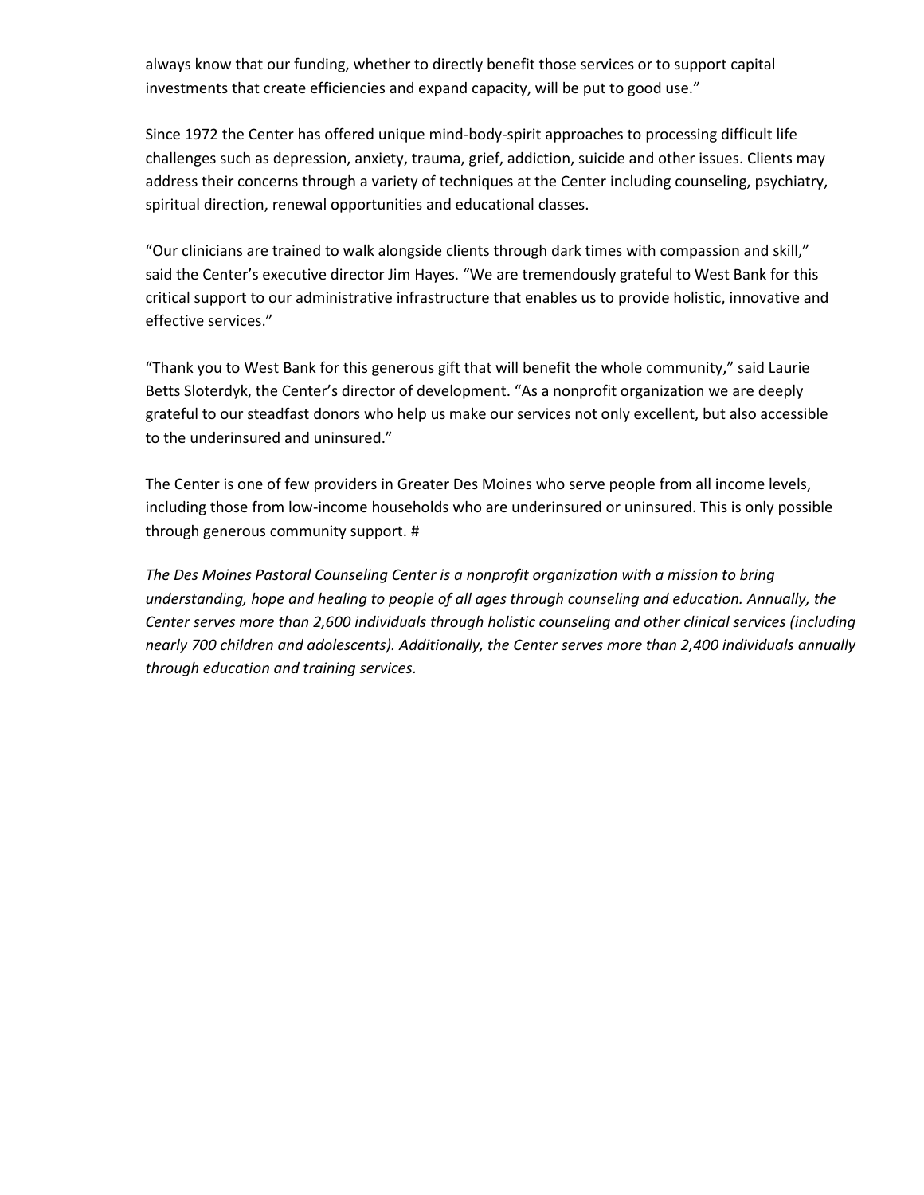always know that our funding, whether to directly benefit those services or to support capital investments that create efficiencies and expand capacity, will be put to good use."

Since 1972 the Center has offered unique mind-body-spirit approaches to processing difficult life challenges such as depression, anxiety, trauma, grief, addiction, suicide and other issues. Clients may address their concerns through a variety of techniques at the Center including counseling, psychiatry, spiritual direction, renewal opportunities and educational classes.

"Our clinicians are trained to walk alongside clients through dark times with compassion and skill," said the Center's executive director Jim Hayes. "We are tremendously grateful to West Bank for this critical support to our administrative infrastructure that enables us to provide holistic, innovative and effective services."

"Thank you to West Bank for this generous gift that will benefit the whole community," said Laurie Betts Sloterdyk, the Center's director of development. "As a nonprofit organization we are deeply grateful to our steadfast donors who help us make our services not only excellent, but also accessible to the underinsured and uninsured."

The Center is one of few providers in Greater Des Moines who serve people from all income levels, including those from low-income households who are underinsured or uninsured. This is only possible through generous community support. #

*The Des Moines Pastoral Counseling Center is a nonprofit organization with a mission to bring understanding, hope and healing to people of all ages through counseling and education. Annually, the Center serves more than 2,600 individuals through holistic counseling and other clinical services (including nearly 700 children and adolescents). Additionally, the Center serves more than 2,400 individuals annually through education and training services.*